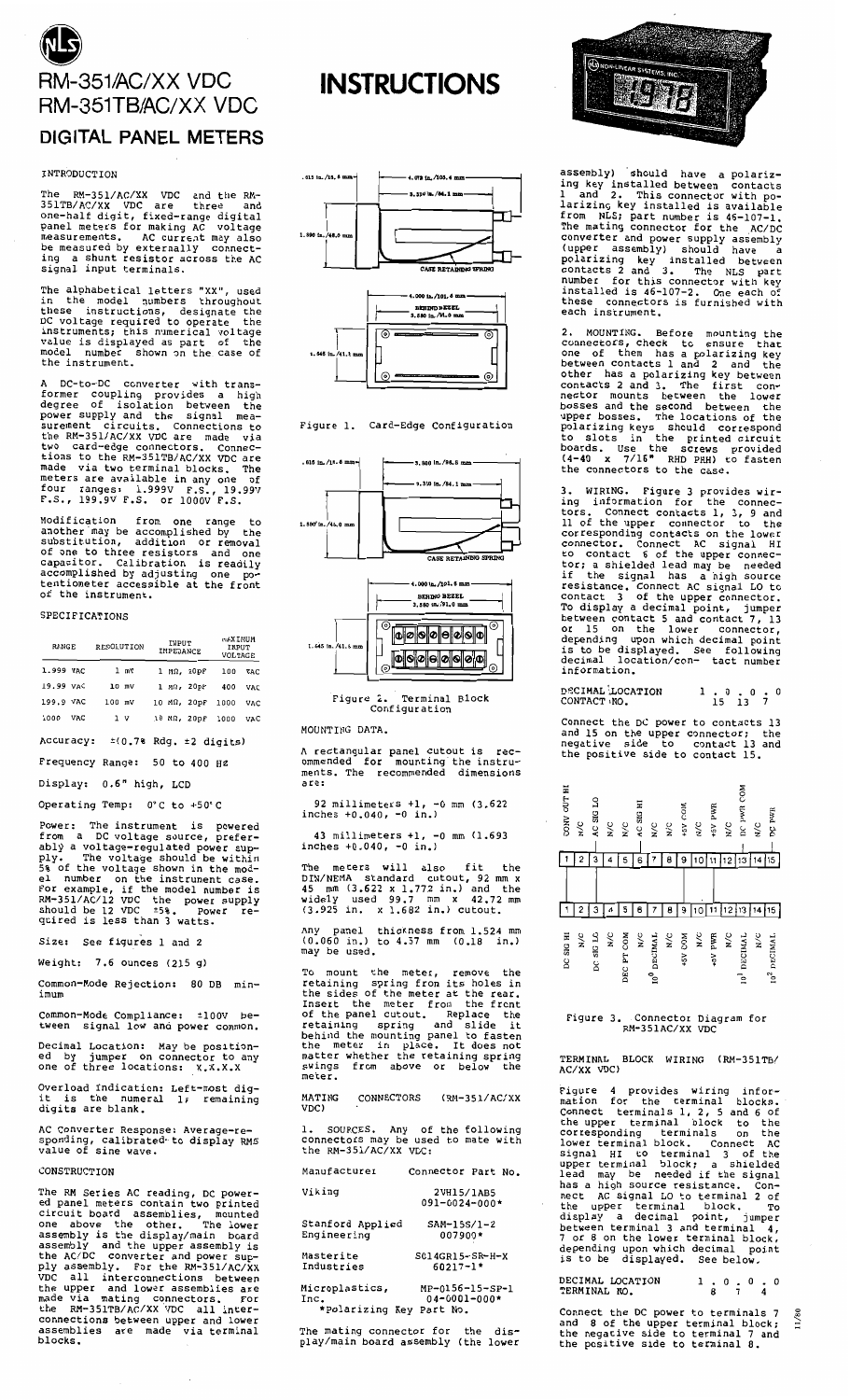# RM-351/AC/XX VDC
# RM-351TB/AC/XX VDC
## DIGITAL PANEL METERS

# INSTRUCTIONS

### INTRODUCTION

The RM-351/AC/XX VDC and the RM-351TB/AC/XX VDC are three and one-half digit, fixed-range digital panel meters for making AC voltage measurements. AC current may also be measured by externally connecting a shunt resistor across the AC signal input terminals.

The alphabetical letters "XX", used in the model numbers throughout these instructions, designate the DC voltage required to operate the instruments; this numerical voltage value is displayed as part of the model number shown on the case of the instrument.

A DC-to-DC converter with transformer coupling provides a high degree of isolation between the power supply and the signal measurement circuits. Connections to the RM-351/AC/XX VDC are made via two card-edge connectors. Connections to the RM-351TB/AC/XX VDC are made via two terminal blocks. The meters are available in any one of four ranges: 1.999V F.S., 19.99V F.S., 199.9V F.S. or 1000V F.S.

Modification from one range to another may be accomplished by the substitution, addition or removal of one to three resistors and one capacitor. Calibration is readily accomplished by adjusting one potentiometer accessible at the front of the instrument.

### SPECIFICATIONS

| RANGE | RESOLUTION | INPUT IMPEDANCE | MAXIMUM INPUT VOLTAGE |
|---|---|---|---|
| 1.999 VAC | 1 mV | 1 MΩ, 20pF | 100 VAC |
| 19.99 VAC | 10 mV | 1 MΩ, 20pF | 400 VAC |
| 199.9 VAC | 100 mV | 10 MΩ, 20pF | 1000 VAC |
| 1000 VAC | 1 V | 10 MΩ, 20pF | 1000 VAC |

Accuracy: ±(0.7% Rdg. ±2 digits)

Frequency Range: 50 to 400 Hz

Display: 0.6" high, LCD

Operating Temp: 0°C to +50°C

Power: The instrument is powered from a DC voltage source, preferably a voltage-regulated power supply. The voltage should be within 5% of the voltage shown in the model number on the instrument case. For example, if the model number is RM-351/AC/12 VDC the power supply should be 12 VDC ±5%. Power required is less than 3 watts.

Size: See figures 1 and 2

Weight: 7.6 ounces (215 g)

Common-Mode Rejection: 80 DB minimum

Common-Mode Compliance: ±100V between signal low and power common.

Decimal Location: May be positioned by jumper on connector to any one of three locations: X.X.X.X

Overload Indication: Left-most digit is the numeral 1; remaining digits are blank.

AC Converter Response: Average-responding, calibrated to display RMS value of sine wave.

### CONSTRUCTION

The RM Series AC reading, DC powered panel meters contain two printed circuit board assemblies, mounted one above the other. The lower assembly is the display/main board assembly and the upper assembly is the AC/DC converter and power supply assembly. For the RM-351/AC/XX VDC all interconnections between the upper and lower assemblies are made via mating connectors. For the RM-351TB/AC/XX VDC all interconnections between upper and lower assemblies are made via terminal blocks.

.615 in./15.6 mm — 4.070 in./103.4 mm — 3.310 in./84.1 mm — 1.890 in./48.0 mm — CASE RETAINING SPRING — 4.000 in./101.6 mm BEHIND BEZEL 3.580 in./91.0 mm — 1.645 in./41.8 mm

Figure 1. Card-Edge Configuration

.615 in./15.6 mm — 3.880 in./98.6 mm — 3.310 in./84.1 mm — 1.890 in./48.0 mm — CASE RETAINING SPRING — 4.000 in./101.6 mm BEHIND BEZEL 3.580 in./91.0 mm — 1.645 in./41.8 mm

Figure 2. Terminal Block Configuration

### MOUNTING DATA

A rectangular panel cutout is recommended for mounting the instruments. The recommended dimensions are:

92 millimeters +1, -0 mm (3.622 inches +0.040, -0 in.)

43 millimeters +1, -0 mm (1.693 inches +0.040, -0 in.)

The meters will also fit the DIN/NEMA standard cutout, 92 mm x 45 mm (3.622 x 1.772 in.) and the widely used 99.7 mm x 42.72 mm (3.925 in. x 1.682 in.) cutout.

Any panel thickness from 1.524 mm (0.060 in.) to 4.57 mm (0.18 in.) may be used.

To mount the meter, remove the retaining spring from its holes in the sides of the meter at the rear. Insert the meter from the front of the panel cutout. Replace the retaining spring and slide it behind the mounting panel to fasten the meter in place. It does not matter whether the retaining spring swings from above or below the meter.

### MATING CONNECTORS (RM-351/AC/XX VDC)

1. SOURCES. Any of the following connectors may be used to mate with the RM-351/AC/XX VDC:

| Manufacturer | Connector Part No. |
|---|---|
| Viking | 2VH15/1AB5<br>091-0024-000* |
| Stanford Applied Engineering | SAM-15S/1-2<br>007900* |
| Masterite Industries | SC14GR15-SR-H-X<br>60217-1* |
| Microplastics, Inc. | MP-0156-15-SP-1<br>04-0001-000* |

*Polarizing Key Part No.

The mating connector for the display/main board assembly (the lower assembly) should have a polarizing key installed between contacts 1 and 2. This connector with polarizing key installed is available from NLS; part number is 46-107-1. The mating connector for the AC/DC converter and power supply assembly (upper assembly) should have a polarizing key installed between contacts 2 and 3. The NLS part number for this connector with key installed is 46-107-2. One each of these connectors is furnished with each instrument.

2. MOUNTING. Before mounting the connectors, check to ensure that one of them has a polarizing key between contacts 1 and 2 and the other has a polarizing key between contacts 2 and 3. The first connector mounts between the lower bosses and the second between the upper bosses. The locations of the polarizing keys should correspond to slots in the printed circuit boards. Use the screws provided (4-40 x 7/16" RHD PHH) to fasten the connectors to the case.

3. WIRING. Figure 3 provides wiring information for the connectors. Connect contacts 1, 3, 9 and 11 of the upper connector to the corresponding contacts on the lower connector. Connect AC signal HI to contact 6 of the upper connector; a shielded lead may be needed if the signal has a high source resistance. Connect AC signal LO to contact 3 of the upper connector. To display a decimal point, jumper between contact 5 and contact 7, 13 or 15 on the lower connector, depending upon which decimal point is to be displayed. See following decimal location/contact number information.

| DECIMAL LOCATION | 1 . 0 . 0 . 0 |
|---|---|
| CONTACT NO. | 15 13 7 |

Connect the DC power to contacts 13 and 15 on the upper connector; the negative side to contact 13 and the positive side to contact 15.

Upper connector: 1 CONV OUT HI, 2 N/C, 3 AC SIG LO, 4 N/C, 5 N/C, 6 AC SIG HI, 7 N/C, 8 N/C, 9 +5V COM, 10 N/C, 11 +5V PWR, 12 N/C, 13 DC PWR COM, 14 N/C, 15 DC PWR

Lower connector: 1 DC SIG HI, 2 N/C, 3 DC SIG LO, 4 N/C, 5 DEC PT COM, 6 N/C, 7 $10^0$ DECIMAL, 8 N/C, 9 +5V COM, 10 N/C, 11 +5V PWR, 12 N/C, 13 $10^1$ DECIMAL, 14 N/C, 15 $10^2$ DECIMAL

Figure 3. Connector Diagram for RM-351AC/XX VDC

### TERMINAL BLOCK WIRING (RM-351TB/AC/XX VDC)

Figure 4 provides wiring information for the terminal blocks. Connect terminals 1, 2, 5 and 6 of the upper terminal block to the corresponding terminals on the lower terminal block. Connect AC signal HI to terminal 3 of the upper terminal block; a shielded lead may be needed if the signal has a high source resistance. Connect AC signal LO to terminal 2 of the upper terminal block. To display a decimal point, jumper between terminal 3 and terminal 4, 7 or 8 on the lower terminal block, depending upon which decimal point is to be displayed. See below.

| DECIMAL LOCATION | 1 . 0 . 0 . 0 |
|---|---|
| TERMINAL NO. | 8 7 4 |

Connect the DC power to terminals 7 and 8 of the upper terminal block; the negative side to terminal 7 and the positive side to terminal 8.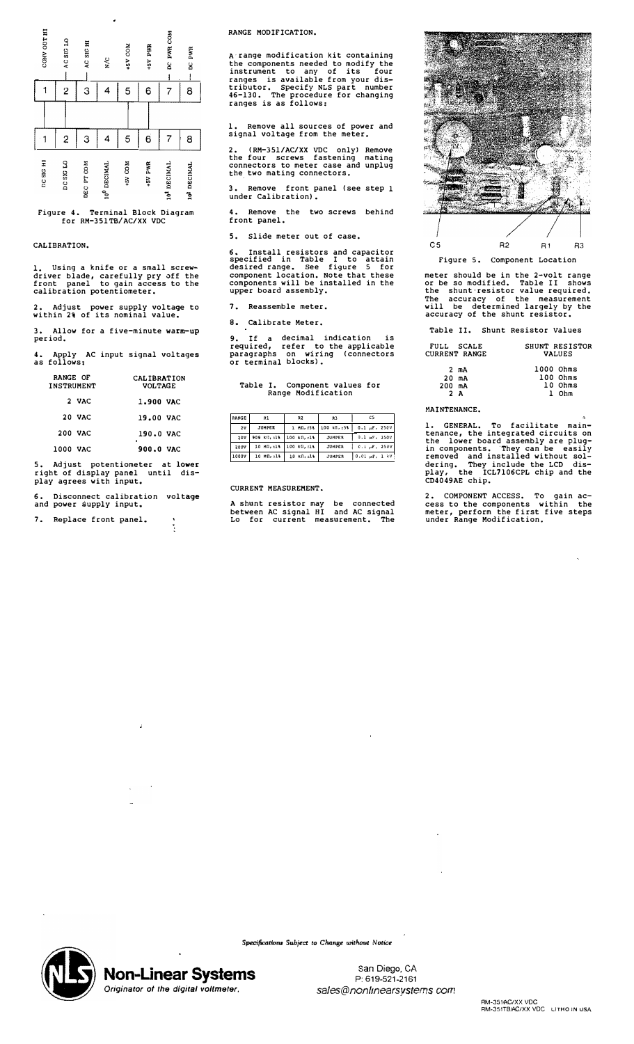| CONV OUT HI | AC SIG LO | AC SIG HI | N/C | +5V COM | +5V PWR | DC PWR COM | DC PWR |
|---|---|---|---|---|---|---|---|
| 1 | 2 | 3 | 4 | 5 | 6 | 7 | 8 |

| 1 | 2 | 3 | 4 | 5 | 6 | 7 | 8 |
|---|---|---|---|---|---|---|---|
| DC SIG HI | DC SIG LO | DEC PT COM | $10^0$ DECIMAL | +5V COM | +5V PWR | $10^1$ DECIMAL | $10^2$ DECIMAL |

Figure 4. Terminal Block Diagram for RM-351TB/AC/XX VDC

CALIBRATION.

1. Using a knife or a small screwdriver blade, carefully pry off the front panel to gain access to the calibration potentiometer.

2. Adjust power supply voltage to within 2% of its nominal value.

3. Allow for a five-minute warm-up period.

4. Apply AC input signal voltages as follows:

| RANGE OF INSTRUMENT | CALIBRATION VOLTAGE |
|---|---|
| 2 VAC | 1.900 VAC |
| 20 VAC | 19.00 VAC |
| 200 VAC | 190.0 VAC |
| 1000 VAC | 900.0 VAC |

5. Adjust potentiometer at lower right of display panel until display agrees with input.

6. Disconnect calibration voltage and power supply input.

7. Replace front panel.

RANGE MODIFICATION.

A range modification kit containing the components needed to modify the instrument to any of its four ranges is available from your distributor. Specify NLS part number 46-130. The procedure for changing ranges is as follows:

1. Remove all sources of power and signal voltage from the meter.

2. (RM-351/AC/XX VDC only) Remove the four screws fastening mating connectors to meter case and unplug the two mating connectors.

3. Remove front panel (see step 1 under Calibration).

4. Remove the two screws behind front panel.

5. Slide meter out of case.

6. Install resistors and capacitor specified in Table I to attain desired range. See figure 5 for component location. Note that these components will be installed in the upper board assembly.

7. Reassemble meter.

8. Calibrate Meter.

9. If a decimal indication is required, refer to the applicable paragraphs on wiring (connectors or terminal blocks).

Table I. Component values for Range Modification

| RANGE | R1 | R2 | R3 | C5 |
|---|---|---|---|---|
| 2V | JUMPER | 1 MΩ, ±5% | 100 kΩ, ±5% | 0.1 μF, 250V |
| 20V | 909 kΩ, ±1% | 100 kΩ, ±1% | JUMPER | 0.1 μF, 250V |
| 200V | 10 MΩ, ±1% | 100 kΩ, ±1% | JUMPER | 0.1 μF, 250V |
| 1000V | 10 MΩ, ±1% | 10 kΩ, ±1% | JUMPER | 0.01 μF, 1 kV |

CURRENT MEASUREMENT.

A shunt resistor may be connected between AC signal HI and AC signal Lo for current measurement. The meter should be in the 2-volt range or be so modified. Table II shows the shunt resistor value required. The accuracy of the measurement will be determined largely by the accuracy of the shunt resistor.

C5 R2 R1 R3

Figure 5. Component Location

Table II. Shunt Resistor Values

| FULL SCALE CURRENT RANGE | SHUNT RESISTOR VALUES |
|---|---|
| 2 mA | 1000 Ohms |
| 20 mA | 100 Ohms |
| 200 mA | 10 Ohms |
| 2 A | 1 Ohm |

MAINTENANCE.

1. GENERAL. To facilitate maintenance, the integrated circuits on the lower board assembly are plug-in components. They can be easily removed and installed without soldering. They include the LCD display, the ICL7106CPL chip and the CD4049AE chip.

2. COMPONENT ACCESS. To gain access to the components within the meter, perform the first five steps under Range Modification.

*Specifications Subject to Change without Notice*

**Non-Linear Systems**
*Originator of the digital voltmeter.*

San Diego, CA
P: 619-521-2161
*sales@nonlinearsystems.com*

RM-351AC/XX VDC
RM-351TB/AC/XX VDC LITHO IN USA